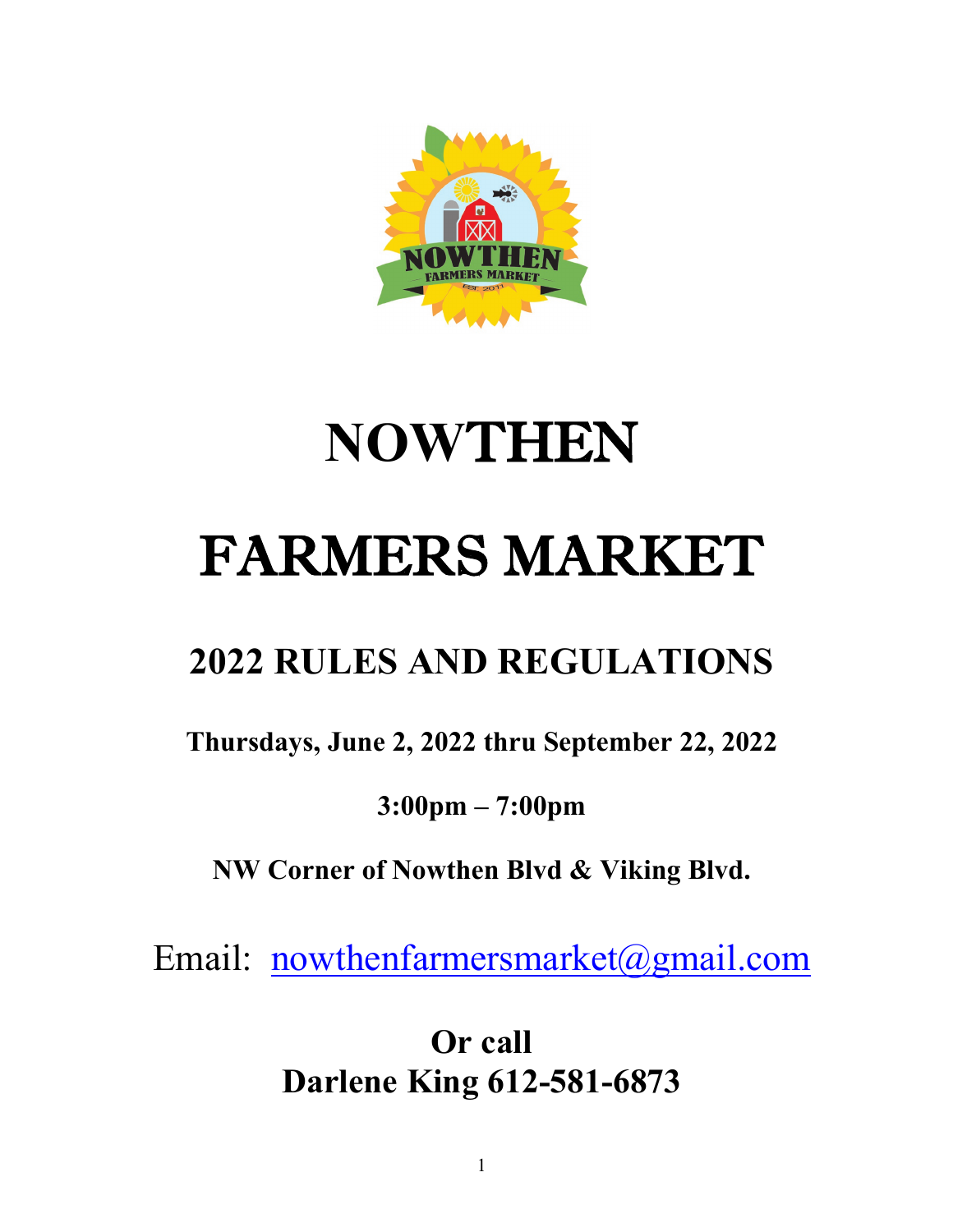# NOWTHEN

# FARMERS MARKET

## 2022 RULES AND REGULATIONS

**Thursdays, June 2, 2022 thru September 22, 2022**

**3:00pm – 7:00pm**

**NW Corner of Nowthen Blvd & Viking Blvd.**

Email: nowthenfarmersmarket@gmail.com

**Or call**
**Darlene King 612-581-6873**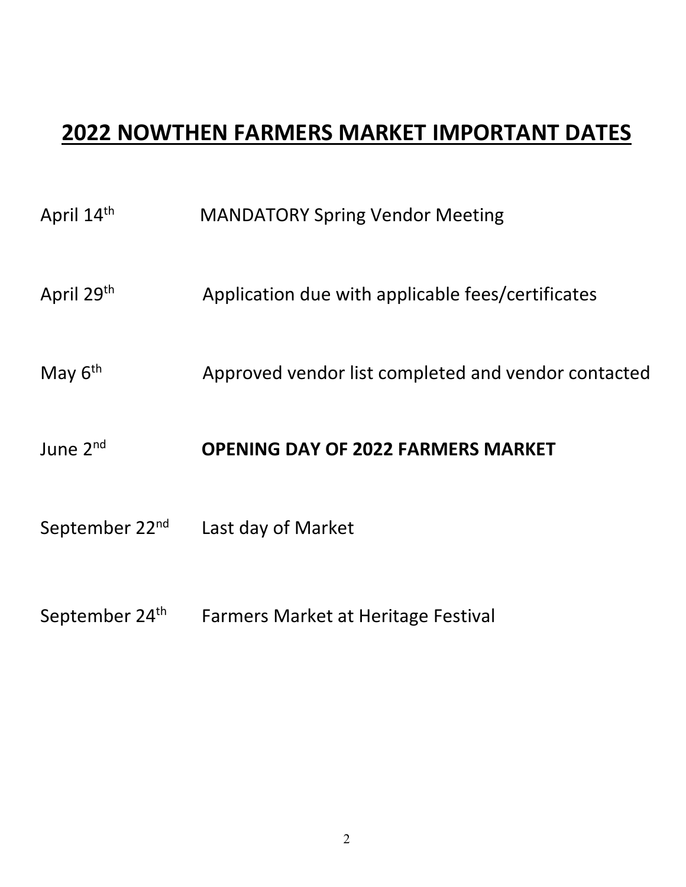# 2022 NOWTHEN FARMERS MARKET IMPORTANT DATES

April 14th MANDATORY Spring Vendor Meeting

April 29th Application due with applicable fees/certificates

May 6th Approved vendor list completed and vendor contacted

June 2nd **OPENING DAY OF 2022 FARMERS MARKET**

September 22nd Last day of Market

September 24th Farmers Market at Heritage Festival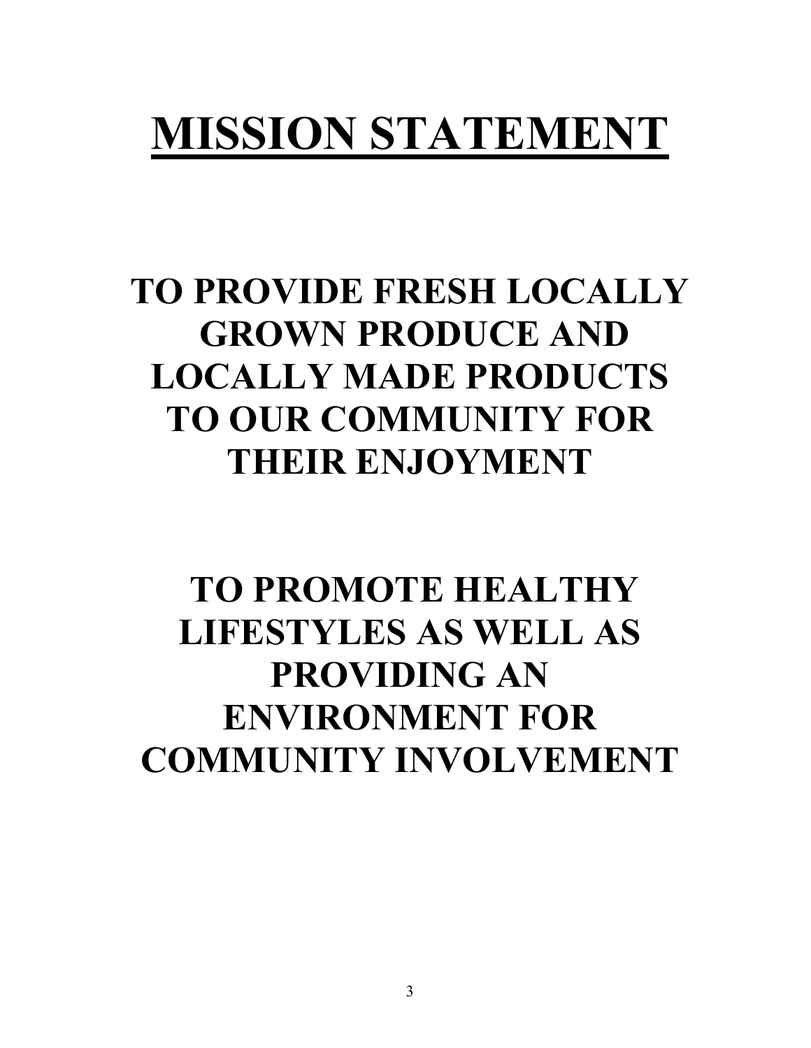# MISSION STATEMENT

**TO PROVIDE FRESH LOCALLY GROWN PRODUCE AND LOCALLY MADE PRODUCTS TO OUR COMMUNITY FOR THEIR ENJOYMENT**

**TO PROMOTE HEALTHY LIFESTYLES AS WELL AS PROVIDING AN ENVIRONMENT FOR COMMUNITY INVOLVEMENT**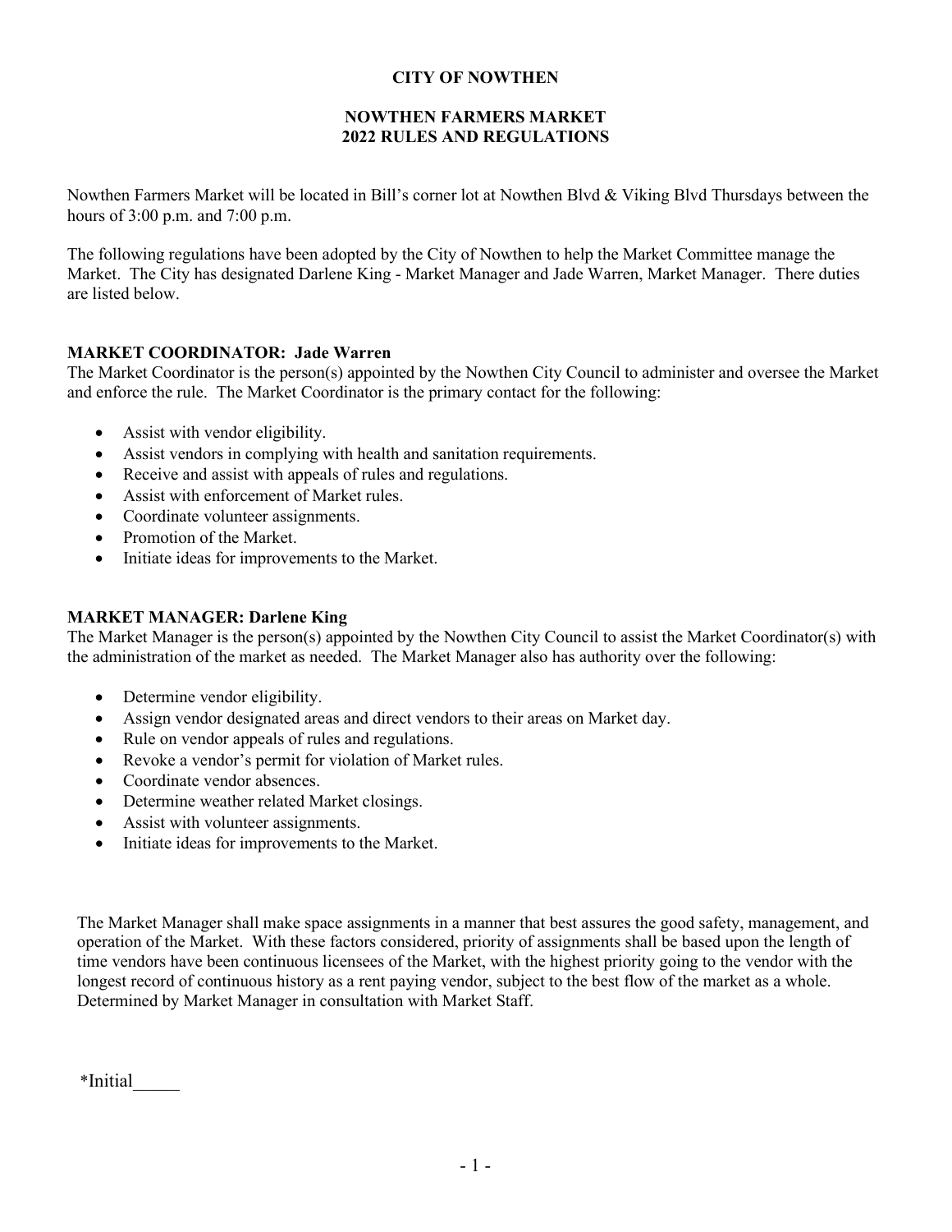**CITY OF NOWTHEN**

**NOWTHEN FARMERS MARKET**
**2022 RULES AND REGULATIONS**

Nowthen Farmers Market will be located in Bill's corner lot at Nowthen Blvd & Viking Blvd Thursdays between the hours of 3:00 p.m. and 7:00 p.m.

The following regulations have been adopted by the City of Nowthen to help the Market Committee manage the Market. The City has designated Darlene King - Market Manager and Jade Warren, Market Manager. There duties are listed below.

**MARKET COORDINATOR: Jade Warren**

The Market Coordinator is the person(s) appointed by the Nowthen City Council to administer and oversee the Market and enforce the rule. The Market Coordinator is the primary contact for the following:

- Assist with vendor eligibility.
- Assist vendors in complying with health and sanitation requirements.
- Receive and assist with appeals of rules and regulations.
- Assist with enforcement of Market rules.
- Coordinate volunteer assignments.
- Promotion of the Market.
- Initiate ideas for improvements to the Market.

**MARKET MANAGER: Darlene King**

The Market Manager is the person(s) appointed by the Nowthen City Council to assist the Market Coordinator(s) with the administration of the market as needed. The Market Manager also has authority over the following:

- Determine vendor eligibility.
- Assign vendor designated areas and direct vendors to their areas on Market day.
- Rule on vendor appeals of rules and regulations.
- Revoke a vendor's permit for violation of Market rules.
- Coordinate vendor absences.
- Determine weather related Market closings.
- Assist with volunteer assignments.
- Initiate ideas for improvements to the Market.

The Market Manager shall make space assignments in a manner that best assures the good safety, management, and operation of the Market. With these factors considered, priority of assignments shall be based upon the length of time vendors have been continuous licensees of the Market, with the highest priority going to the vendor with the longest record of continuous history as a rent paying vendor, subject to the best flow of the market as a whole. Determined by Market Manager in consultation with Market Staff.

*Initial_____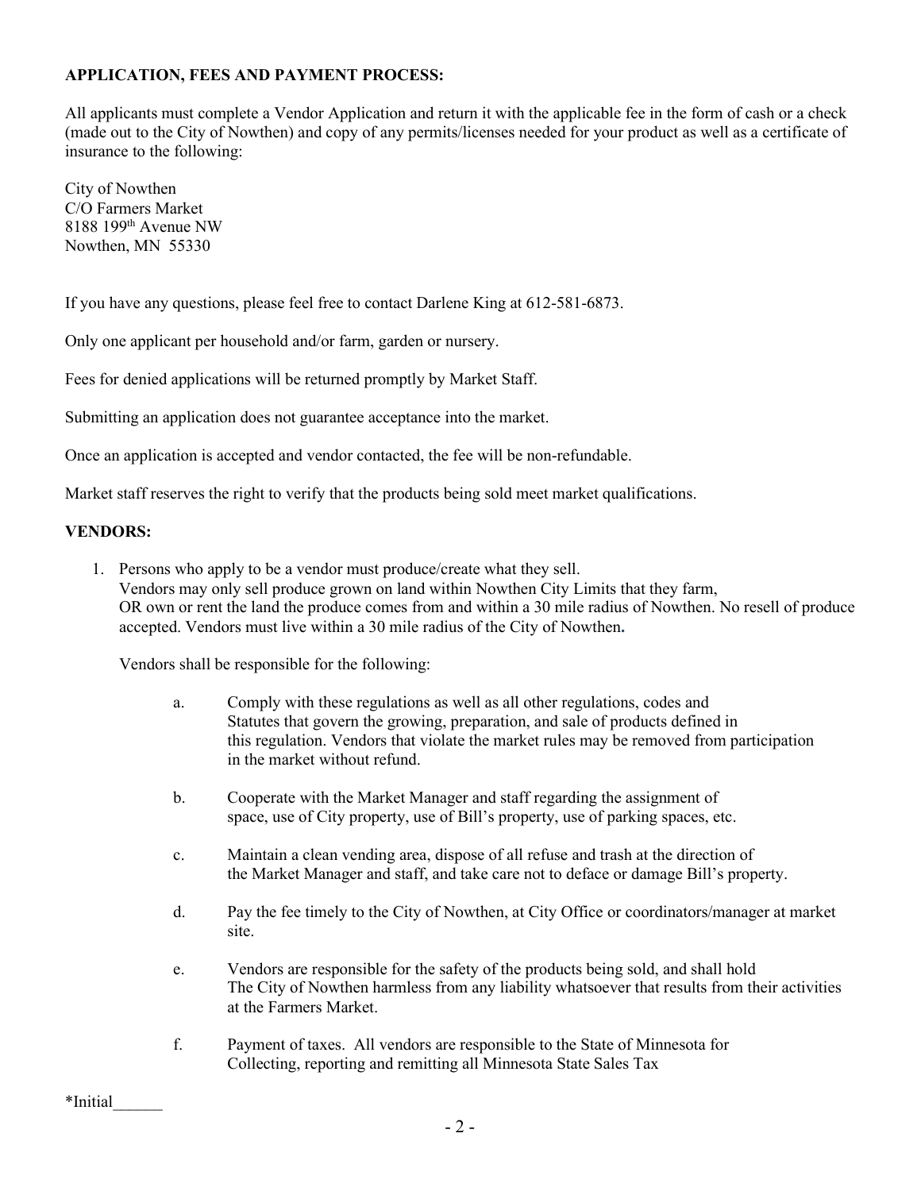**APPLICATION, FEES AND PAYMENT PROCESS:**

All applicants must complete a Vendor Application and return it with the applicable fee in the form of cash or a check (made out to the City of Nowthen) and copy of any permits/licenses needed for your product as well as a certificate of insurance to the following:

City of Nowthen
C/O Farmers Market
8188 199th Avenue NW
Nowthen, MN 55330

If you have any questions, please feel free to contact Darlene King at 612-581-6873.

Only one applicant per household and/or farm, garden or nursery.

Fees for denied applications will be returned promptly by Market Staff.

Submitting an application does not guarantee acceptance into the market.

Once an application is accepted and vendor contacted, the fee will be non-refundable.

Market staff reserves the right to verify that the products being sold meet market qualifications.

**VENDORS:**

1. Persons who apply to be a vendor must produce/create what they sell.
   Vendors may only sell produce grown on land within Nowthen City Limits that they farm, OR own or rent the land the produce comes from and within a 30 mile radius of Nowthen. No resell of produce accepted. Vendors must live within a 30 mile radius of the City of Nowthen.

   Vendors shall be responsible for the following:

   a. Comply with these regulations as well as all other regulations, codes and Statutes that govern the growing, preparation, and sale of products defined in this regulation. Vendors that violate the market rules may be removed from participation in the market without refund.

   b. Cooperate with the Market Manager and staff regarding the assignment of space, use of City property, use of Bill's property, use of parking spaces, etc.

   c. Maintain a clean vending area, dispose of all refuse and trash at the direction of the Market Manager and staff, and take care not to deface or damage Bill's property.

   d. Pay the fee timely to the City of Nowthen, at City Office or coordinators/manager at market site.

   e. Vendors are responsible for the safety of the products being sold, and shall hold The City of Nowthen harmless from any liability whatsoever that results from their activities at the Farmers Market.

   f. Payment of taxes. All vendors are responsible to the State of Minnesota for Collecting, reporting and remitting all Minnesota State Sales Tax

*Initial______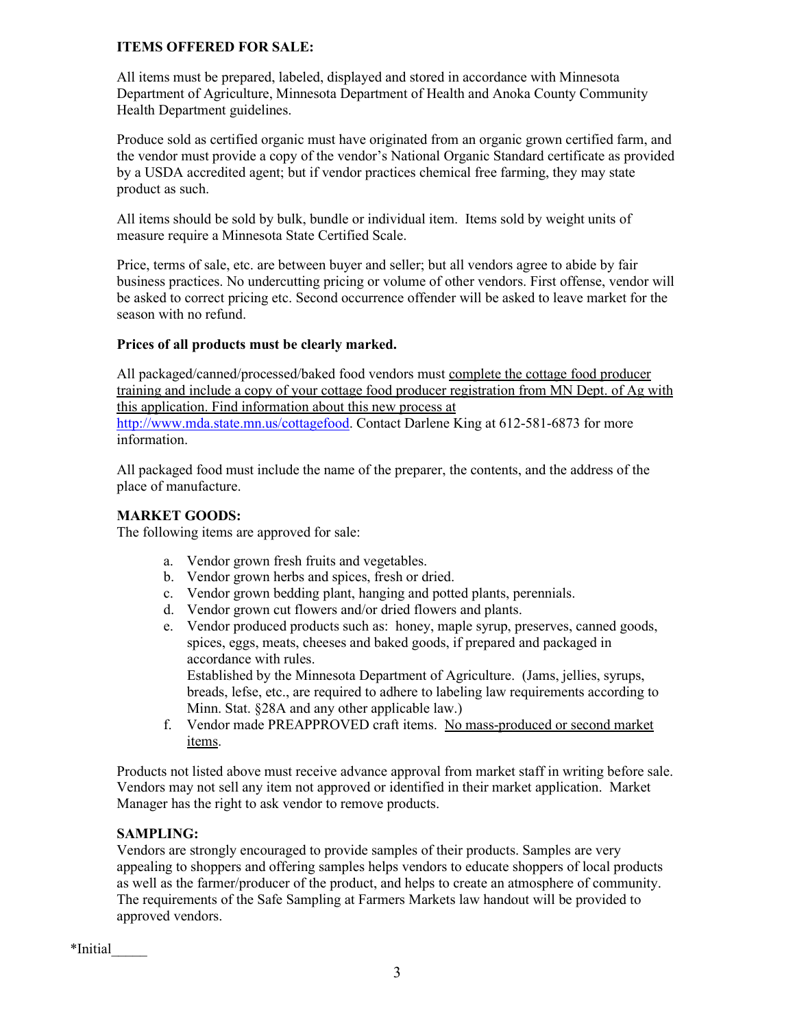### ITEMS OFFERED FOR SALE:

All items must be prepared, labeled, displayed and stored in accordance with Minnesota Department of Agriculture, Minnesota Department of Health and Anoka County Community Health Department guidelines.

Produce sold as certified organic must have originated from an organic grown certified farm, and the vendor must provide a copy of the vendor's National Organic Standard certificate as provided by a USDA accredited agent; but if vendor practices chemical free farming, they may state product as such.

All items should be sold by bulk, bundle or individual item. Items sold by weight units of measure require a Minnesota State Certified Scale.

Price, terms of sale, etc. are between buyer and seller; but all vendors agree to abide by fair business practices. No undercutting pricing or volume of other vendors. First offense, vendor will be asked to correct pricing etc. Second occurrence offender will be asked to leave market for the season with no refund.

**Prices of all products must be clearly marked.**

All packaged/canned/processed/baked food vendors must complete the cottage food producer training and include a copy of your cottage food producer registration from MN Dept. of Ag with this application. Find information about this new process at http://www.mda.state.mn.us/cottagefood. Contact Darlene King at 612-581-6873 for more information.

All packaged food must include the name of the preparer, the contents, and the address of the place of manufacture.

### MARKET GOODS:

The following items are approved for sale:

a. Vendor grown fresh fruits and vegetables.
b. Vendor grown herbs and spices, fresh or dried.
c. Vendor grown bedding plant, hanging and potted plants, perennials.
d. Vendor grown cut flowers and/or dried flowers and plants.
e. Vendor produced products such as: honey, maple syrup, preserves, canned goods, spices, eggs, meats, cheeses and baked goods, if prepared and packaged in accordance with rules.
   Established by the Minnesota Department of Agriculture. (Jams, jellies, syrups, breads, lefse, etc., are required to adhere to labeling law requirements according to Minn. Stat. §28A and any other applicable law.)
f. Vendor made PREAPPROVED craft items. No mass-produced or second market items.

Products not listed above must receive advance approval from market staff in writing before sale. Vendors may not sell any item not approved or identified in their market application. Market Manager has the right to ask vendor to remove products.

### SAMPLING:

Vendors are strongly encouraged to provide samples of their products. Samples are very appealing to shoppers and offering samples helps vendors to educate shoppers of local products as well as the farmer/producer of the product, and helps to create an atmosphere of community. The requirements of the Safe Sampling at Farmers Markets law handout will be provided to approved vendors.

*Initial_____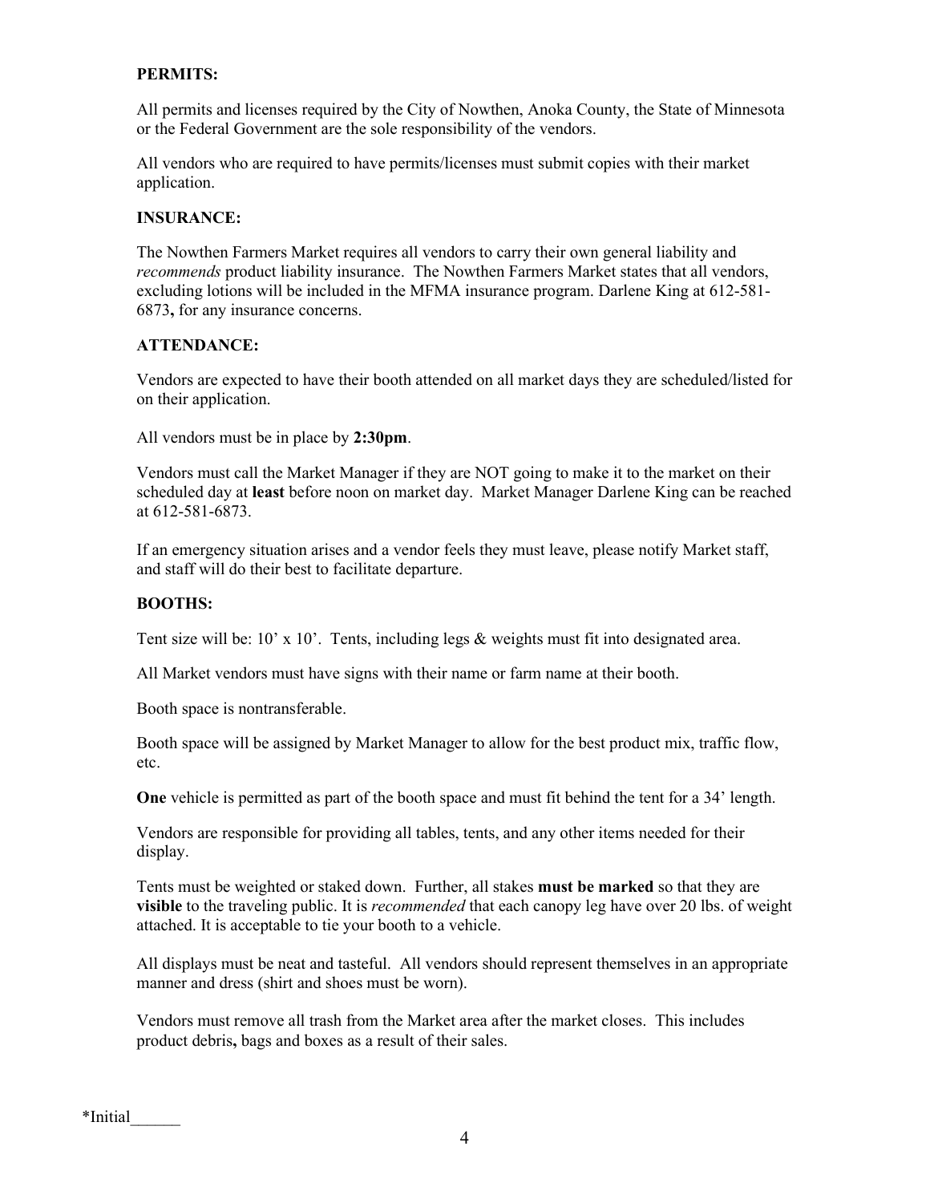**PERMITS:**

All permits and licenses required by the City of Nowthen, Anoka County, the State of Minnesota or the Federal Government are the sole responsibility of the vendors.

All vendors who are required to have permits/licenses must submit copies with their market application.

**INSURANCE:**

The Nowthen Farmers Market requires all vendors to carry their own general liability and *recommends* product liability insurance. The Nowthen Farmers Market states that all vendors, excluding lotions will be included in the MFMA insurance program. Darlene King at 612-581-6873**,** for any insurance concerns.

**ATTENDANCE:**

Vendors are expected to have their booth attended on all market days they are scheduled/listed for on their application.

All vendors must be in place by **2:30pm**.

Vendors must call the Market Manager if they are NOT going to make it to the market on their scheduled day at **least** before noon on market day. Market Manager Darlene King can be reached at 612-581-6873.

If an emergency situation arises and a vendor feels they must leave, please notify Market staff, and staff will do their best to facilitate departure.

**BOOTHS:**

Tent size will be: 10' x 10'. Tents, including legs & weights must fit into designated area.

All Market vendors must have signs with their name or farm name at their booth.

Booth space is nontransferable.

Booth space will be assigned by Market Manager to allow for the best product mix, traffic flow, etc.

**One** vehicle is permitted as part of the booth space and must fit behind the tent for a 34' length.

Vendors are responsible for providing all tables, tents, and any other items needed for their display.

Tents must be weighted or staked down. Further, all stakes **must be marked** so that they are **visible** to the traveling public. It is *recommended* that each canopy leg have over 20 lbs. of weight attached. It is acceptable to tie your booth to a vehicle.

All displays must be neat and tasteful. All vendors should represent themselves in an appropriate manner and dress (shirt and shoes must be worn).

Vendors must remove all trash from the Market area after the market closes. This includes product debris**,** bags and boxes as a result of their sales.

*Initial______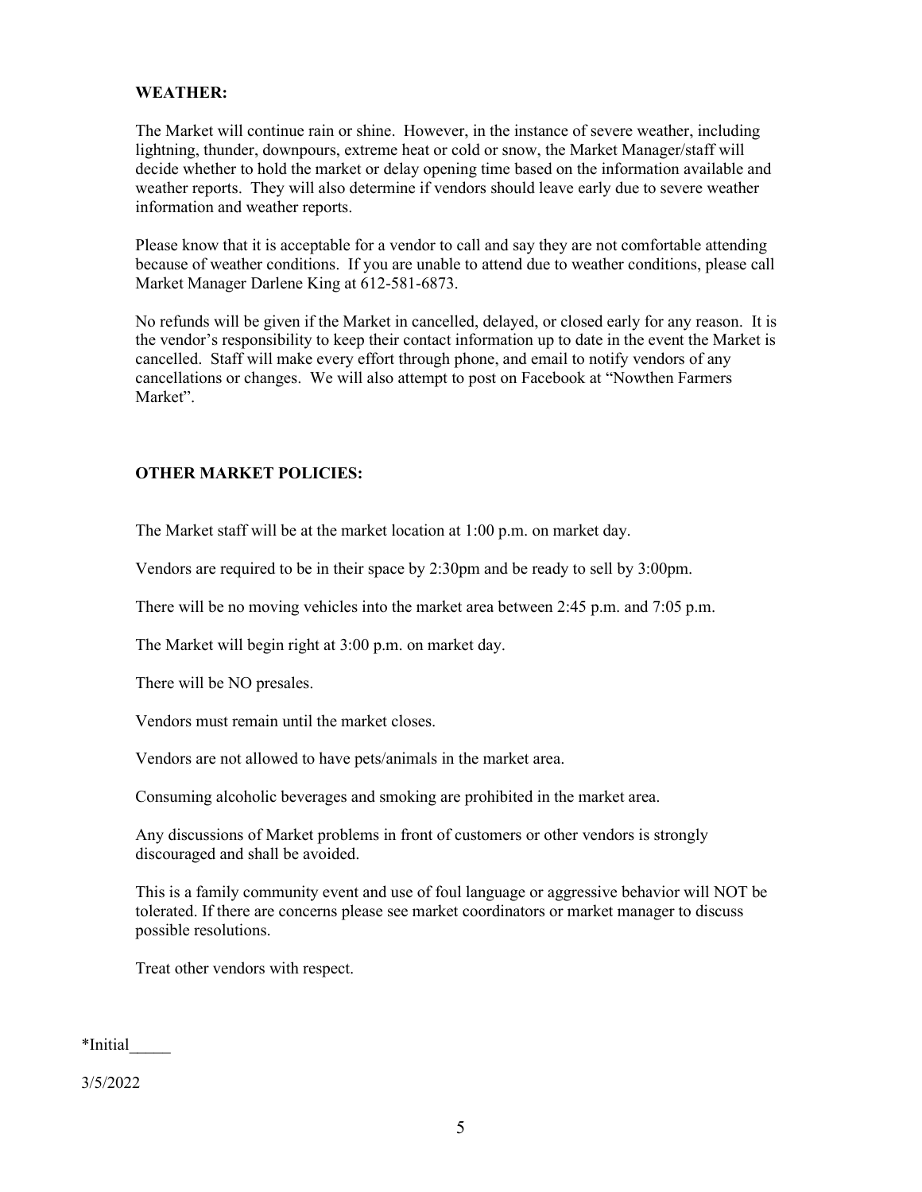**WEATHER:**

The Market will continue rain or shine. However, in the instance of severe weather, including lightning, thunder, downpours, extreme heat or cold or snow, the Market Manager/staff will decide whether to hold the market or delay opening time based on the information available and weather reports. They will also determine if vendors should leave early due to severe weather information and weather reports.

Please know that it is acceptable for a vendor to call and say they are not comfortable attending because of weather conditions. If you are unable to attend due to weather conditions, please call Market Manager Darlene King at 612-581-6873.

No refunds will be given if the Market in cancelled, delayed, or closed early for any reason. It is the vendor's responsibility to keep their contact information up to date in the event the Market is cancelled. Staff will make every effort through phone, and email to notify vendors of any cancellations or changes. We will also attempt to post on Facebook at "Nowthen Farmers Market".

**OTHER MARKET POLICIES:**

The Market staff will be at the market location at 1:00 p.m. on market day.

Vendors are required to be in their space by 2:30pm and be ready to sell by 3:00pm.

There will be no moving vehicles into the market area between 2:45 p.m. and 7:05 p.m.

The Market will begin right at 3:00 p.m. on market day.

There will be NO presales.

Vendors must remain until the market closes.

Vendors are not allowed to have pets/animals in the market area.

Consuming alcoholic beverages and smoking are prohibited in the market area.

Any discussions of Market problems in front of customers or other vendors is strongly discouraged and shall be avoided.

This is a family community event and use of foul language or aggressive behavior will NOT be tolerated. If there are concerns please see market coordinators or market manager to discuss possible resolutions.

Treat other vendors with respect.

*Initial_____

3/5/2022